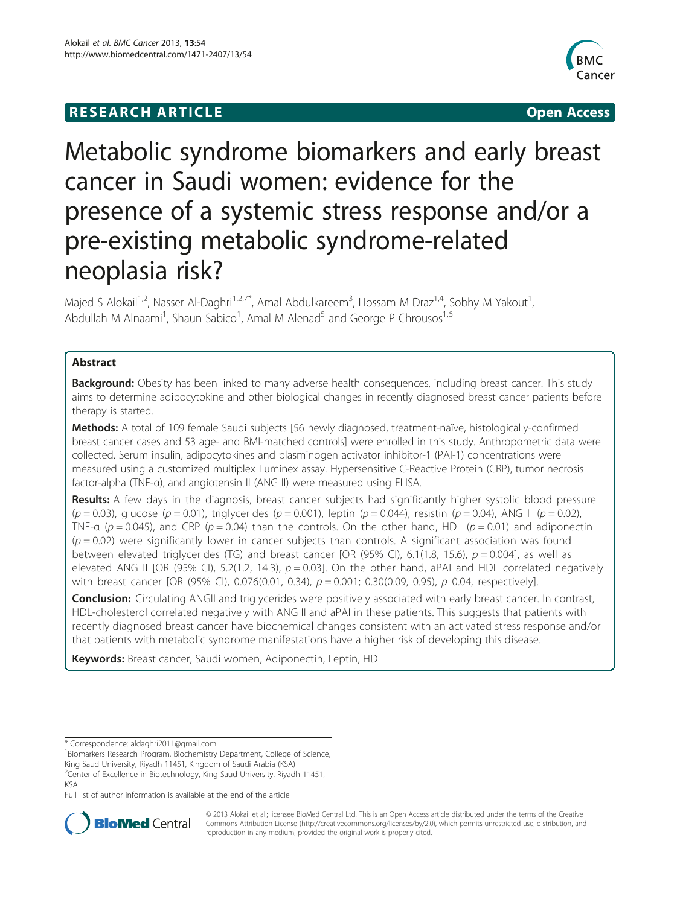**RESEARCH ARTICLE** **Open Access**

# Metabolic syndrome biomarkers and early breast cancer in Saudi women: evidence for the presence of a systemic stress response and/or a pre-existing metabolic syndrome-related neoplasia risk?

Majed S Alokail[1,2], Nasser Al-Daghri[1,2,7*], Amal Abdulkareem[3], Hossam M Draz[1,4], Sobhy M Yakout[1], Abdullah M Alnaami[1], Shaun Sabico[1], Amal M Alenad[5] and George P Chrousos[1,6]

## Abstract

**Background:** Obesity has been linked to many adverse health consequences, including breast cancer. This study aims to determine adipocytokine and other biological changes in recently diagnosed breast cancer patients before therapy is started.

**Methods:** A total of 109 female Saudi subjects [56 newly diagnosed, treatment-naïve, histologically-confirmed breast cancer cases and 53 age- and BMI-matched controls] were enrolled in this study. Anthropometric data were collected. Serum insulin, adipocytokines and plasminogen activator inhibitor-1 (PAI-1) concentrations were measured using a customized multiplex Luminex assay. Hypersensitive C-Reactive Protein (CRP), tumor necrosis factor-alpha (TNF-α), and angiotensin II (ANG II) were measured using ELISA.

**Results:** A few days in the diagnosis, breast cancer subjects had significantly higher systolic blood pressure ($p = 0.03$), glucose ($p = 0.01$), triglycerides ($p = 0.001$), leptin ($p = 0.044$), resistin ($p = 0.04$), ANG II ($p = 0.02$), TNF-α ($p = 0.045$), and CRP ($p = 0.04$) than the controls. On the other hand, HDL ($p = 0.01$) and adiponectin ($p = 0.02$) were significantly lower in cancer subjects than controls. A significant association was found between elevated triglycerides (TG) and breast cancer [OR (95% CI), 6.1(1.8, 15.6), $p = 0.004$], as well as elevated ANG II [OR (95% CI), 5.2(1.2, 14.3), $p = 0.03$]. On the other hand, aPAI and HDL correlated negatively with breast cancer [OR (95% CI), 0.076(0.01, 0.34), $p = 0.001$; 0.30(0.09, 0.95), $p$ 0.04, respectively].

**Conclusion:** Circulating ANGII and triglycerides were positively associated with early breast cancer. In contrast, HDL-cholesterol correlated negatively with ANG II and aPAI in these patients. This suggests that patients with recently diagnosed breast cancer have biochemical changes consistent with an activated stress response and/or that patients with metabolic syndrome manifestations have a higher risk of developing this disease.

**Keywords:** Breast cancer, Saudi women, Adiponectin, Leptin, HDL

---

\* Correspondence: aldaghri2011@gmail.com
[1]Biomarkers Research Program, Biochemistry Department, College of Science, King Saud University, Riyadh 11451, Kingdom of Saudi Arabia (KSA)
[2]Center of Excellence in Biotechnology, King Saud University, Riyadh 11451, KSA
Full list of author information is available at the end of the article

© 2013 Alokail et al.; licensee BioMed Central Ltd. This is an Open Access article distributed under the terms of the Creative Commons Attribution License (http://creativecommons.org/licenses/by/2.0), which permits unrestricted use, distribution, and reproduction in any medium, provided the original work is properly cited.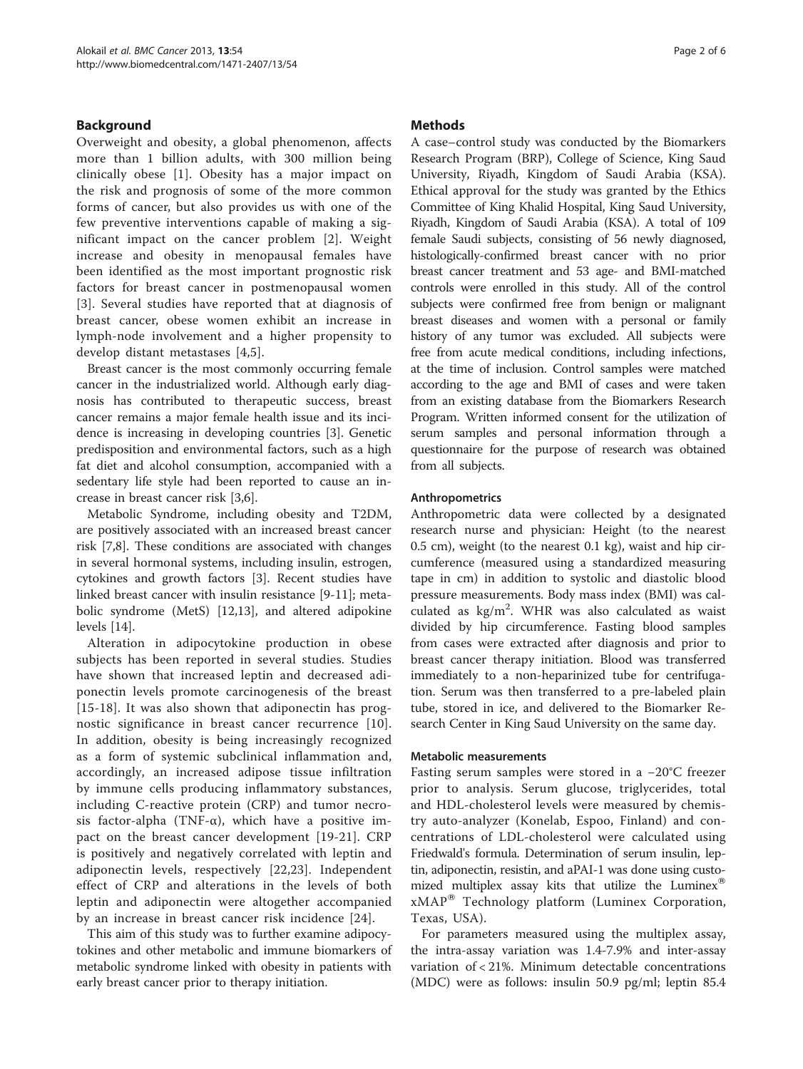## Background

Overweight and obesity, a global phenomenon, affects more than 1 billion adults, with 300 million being clinically obese [1]. Obesity has a major impact on the risk and prognosis of some of the more common forms of cancer, but also provides us with one of the few preventive interventions capable of making a significant impact on the cancer problem [2]. Weight increase and obesity in menopausal females have been identified as the most important prognostic risk factors for breast cancer in postmenopausal women [3]. Several studies have reported that at diagnosis of breast cancer, obese women exhibit an increase in lymph-node involvement and a higher propensity to develop distant metastases [4,5].

Breast cancer is the most commonly occurring female cancer in the industrialized world. Although early diagnosis has contributed to therapeutic success, breast cancer remains a major female health issue and its incidence is increasing in developing countries [3]. Genetic predisposition and environmental factors, such as a high fat diet and alcohol consumption, accompanied with a sedentary life style had been reported to cause an increase in breast cancer risk [3,6].

Metabolic Syndrome, including obesity and T2DM, are positively associated with an increased breast cancer risk [7,8]. These conditions are associated with changes in several hormonal systems, including insulin, estrogen, cytokines and growth factors [3]. Recent studies have linked breast cancer with insulin resistance [9-11]; metabolic syndrome (MetS) [12,13], and altered adipokine levels [14].

Alteration in adipocytokine production in obese subjects has been reported in several studies. Studies have shown that increased leptin and decreased adiponectin levels promote carcinogenesis of the breast [15-18]. It was also shown that adiponectin has prognostic significance in breast cancer recurrence [10]. In addition, obesity is being increasingly recognized as a form of systemic subclinical inflammation and, accordingly, an increased adipose tissue infiltration by immune cells producing inflammatory substances, including C-reactive protein (CRP) and tumor necrosis factor-alpha (TNF-α), which have a positive impact on the breast cancer development [19-21]. CRP is positively and negatively correlated with leptin and adiponectin levels, respectively [22,23]. Independent effect of CRP and alterations in the levels of both leptin and adiponectin were altogether accompanied by an increase in breast cancer risk incidence [24].

This aim of this study was to further examine adipocytokines and other metabolic and immune biomarkers of metabolic syndrome linked with obesity in patients with early breast cancer prior to therapy initiation.

## Methods

A case–control study was conducted by the Biomarkers Research Program (BRP), College of Science, King Saud University, Riyadh, Kingdom of Saudi Arabia (KSA). Ethical approval for the study was granted by the Ethics Committee of King Khalid Hospital, King Saud University, Riyadh, Kingdom of Saudi Arabia (KSA). A total of 109 female Saudi subjects, consisting of 56 newly diagnosed, histologically-confirmed breast cancer with no prior breast cancer treatment and 53 age- and BMI-matched controls were enrolled in this study. All of the control subjects were confirmed free from benign or malignant breast diseases and women with a personal or family history of any tumor was excluded. All subjects were free from acute medical conditions, including infections, at the time of inclusion. Control samples were matched according to the age and BMI of cases and were taken from an existing database from the Biomarkers Research Program. Written informed consent for the utilization of serum samples and personal information through a questionnaire for the purpose of research was obtained from all subjects.

### Anthropometrics

Anthropometric data were collected by a designated research nurse and physician: Height (to the nearest 0.5 cm), weight (to the nearest 0.1 kg), waist and hip circumference (measured using a standardized measuring tape in cm) in addition to systolic and diastolic blood pressure measurements. Body mass index (BMI) was calculated as $kg/m^2$. WHR was also calculated as waist divided by hip circumference. Fasting blood samples from cases were extracted after diagnosis and prior to breast cancer therapy initiation. Blood was transferred immediately to a non-heparinized tube for centrifugation. Serum was then transferred to a pre-labeled plain tube, stored in ice, and delivered to the Biomarker Research Center in King Saud University on the same day.

### Metabolic measurements

Fasting serum samples were stored in a −20°C freezer prior to analysis. Serum glucose, triglycerides, total and HDL-cholesterol levels were measured by chemistry auto-analyzer (Konelab, Espoo, Finland) and concentrations of LDL-cholesterol were calculated using Friedwald's formula. Determination of serum insulin, leptin, adiponectin, resistin, and aPAI-1 was done using customized multiplex assay kits that utilize the Luminex® xMAP® Technology platform (Luminex Corporation, Texas, USA).

For parameters measured using the multiplex assay, the intra-assay variation was 1.4-7.9% and inter-assay variation of < 21%. Minimum detectable concentrations (MDC) were as follows: insulin 50.9 pg/ml; leptin 85.4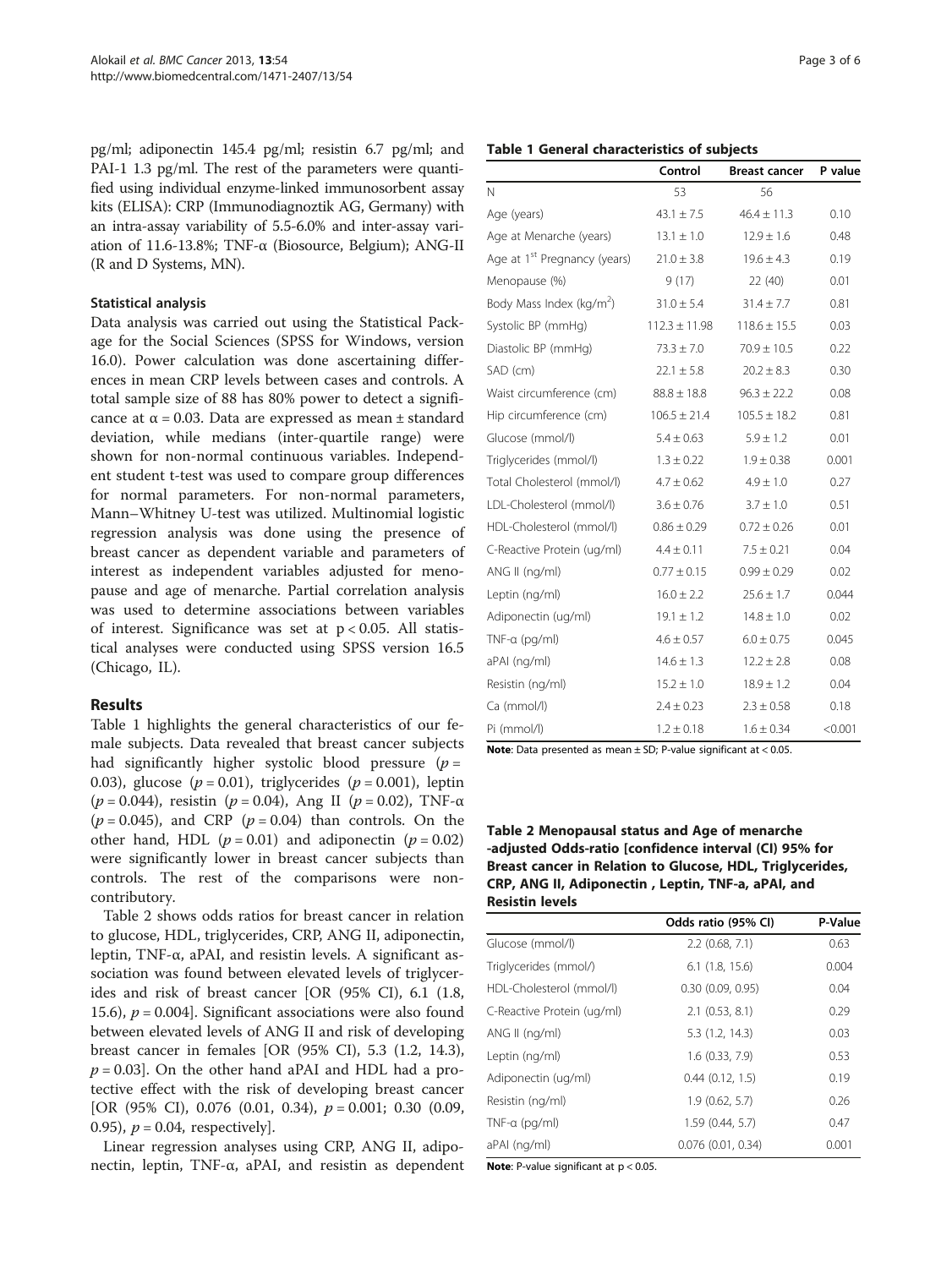pg/ml; adiponectin 145.4 pg/ml; resistin 6.7 pg/ml; and PAI-1 1.3 pg/ml. The rest of the parameters were quantified using individual enzyme-linked immunosorbent assay kits (ELISA): CRP (Immunodiagnoztik AG, Germany) with an intra-assay variability of 5.5-6.0% and inter-assay variation of 11.6-13.8%; TNF-α (Biosource, Belgium); ANG-II (R and D Systems, MN).

### Statistical analysis

Data analysis was carried out using the Statistical Package for the Social Sciences (SPSS for Windows, version 16.0). Power calculation was done ascertaining differences in mean CRP levels between cases and controls. A total sample size of 88 has 80% power to detect a significance at $\alpha = 0.03$. Data are expressed as mean ± standard deviation, while medians (inter-quartile range) were shown for non-normal continuous variables. Independent student t-test was used to compare group differences for normal parameters. For non-normal parameters, Mann–Whitney U-test was utilized. Multinomial logistic regression analysis was done using the presence of breast cancer as dependent variable and parameters of interest as independent variables adjusted for menopause and age of menarche. Partial correlation analysis was used to determine associations between variables of interest. Significance was set at $p < 0.05$. All statistical analyses were conducted using SPSS version 16.5 (Chicago, IL).

## Results

Table 1 highlights the general characteristics of our female subjects. Data revealed that breast cancer subjects had significantly higher systolic blood pressure ($p = 0.03$), glucose ($p = 0.01$), triglycerides ($p = 0.001$), leptin ($p = 0.044$), resistin ($p = 0.04$), Ang II ($p = 0.02$), TNF-α ($p = 0.045$), and CRP ($p = 0.04$) than controls. On the other hand, HDL ($p = 0.01$) and adiponectin ($p = 0.02$) were significantly lower in breast cancer subjects than controls. The rest of the comparisons were non-contributory.

Table 2 shows odds ratios for breast cancer in relation to glucose, HDL, triglycerides, CRP, ANG II, adiponectin, leptin, TNF-α, aPAI, and resistin levels. A significant association was found between elevated levels of triglycerides and risk of breast cancer [OR (95% CI), 6.1 (1.8, 15.6), $p = 0.004$]. Significant associations were also found between elevated levels of ANG II and risk of developing breast cancer in females [OR (95% CI), 5.3 (1.2, 14.3), $p = 0.03$]. On the other hand aPAI and HDL had a protective effect with the risk of developing breast cancer [OR (95% CI), 0.076 (0.01, 0.34), $p = 0.001$; 0.30 (0.09, 0.95), $p = 0.04$, respectively].

Linear regression analyses using CRP, ANG II, adiponectin, leptin, TNF-α, aPAI, and resistin as dependent

**Table 1 General characteristics of subjects**

| | Control | Breast cancer | P value |
|---|---|---|---|
| N | 53 | 56 | |
| Age (years) | 43.1 ± 7.5 | 46.4 ± 11.3 | 0.10 |
| Age at Menarche (years) | 13.1 ± 1.0 | 12.9 ± 1.6 | 0.48 |
| Age at 1st Pregnancy (years) | 21.0 ± 3.8 | 19.6 ± 4.3 | 0.19 |
| Menopause (%) | 9 (17) | 22 (40) | 0.01 |
| Body Mass Index (kg/m$^2$) | 31.0 ± 5.4 | 31.4 ± 7.7 | 0.81 |
| Systolic BP (mmHg) | 112.3 ± 11.98 | 118.6 ± 15.5 | 0.03 |
| Diastolic BP (mmHg) | 73.3 ± 7.0 | 70.9 ± 10.5 | 0.22 |
| SAD (cm) | 22.1 ± 5.8 | 20.2 ± 8.3 | 0.30 |
| Waist circumference (cm) | 88.8 ± 18.8 | 96.3 ± 22.2 | 0.08 |
| Hip circumference (cm) | 106.5 ± 21.4 | 105.5 ± 18.2 | 0.81 |
| Glucose (mmol/l) | 5.4 ± 0.63 | 5.9 ± 1.2 | 0.01 |
| Triglycerides (mmol/l) | 1.3 ± 0.22 | 1.9 ± 0.38 | 0.001 |
| Total Cholesterol (mmol/l) | 4.7 ± 0.62 | 4.9 ± 1.0 | 0.27 |
| LDL-Cholesterol (mmol/l) | 3.6 ± 0.76 | 3.7 ± 1.0 | 0.51 |
| HDL-Cholesterol (mmol/l) | 0.86 ± 0.29 | 0.72 ± 0.26 | 0.01 |
| C-Reactive Protein (ug/ml) | 4.4 ± 0.11 | 7.5 ± 0.21 | 0.04 |
| ANG II (ng/ml) | 0.77 ± 0.15 | 0.99 ± 0.29 | 0.02 |
| Leptin (ng/ml) | 16.0 ± 2.2 | 25.6 ± 1.7 | 0.044 |
| Adiponectin (ug/ml) | 19.1 ± 1.2 | 14.8 ± 1.0 | 0.02 |
| TNF-α (pg/ml) | 4.6 ± 0.57 | 6.0 ± 0.75 | 0.045 |
| aPAI (ng/ml) | 14.6 ± 1.3 | 12.2 ± 2.8 | 0.08 |
| Resistin (ng/ml) | 15.2 ± 1.0 | 18.9 ± 1.2 | 0.04 |
| Ca (mmol/l) | 2.4 ± 0.23 | 2.3 ± 0.58 | 0.18 |
| Pi (mmol/l) | 1.2 ± 0.18 | 1.6 ± 0.34 | <0.001 |

**Note**: Data presented as mean ± SD; P-value significant at < 0.05.

**Table 2 Menopausal status and Age of menarche -adjusted Odds-ratio [confidence interval (CI) 95% for Breast cancer in Relation to Glucose, HDL, Triglycerides, CRP, ANG II, Adiponectin , Leptin, TNF-a, aPAI, and Resistin levels**

| | Odds ratio (95% CI) | P-Value |
|---|---|---|
| Glucose (mmol/l) | 2.2 (0.68, 7.1) | 0.63 |
| Triglycerides (mmol/) | 6.1 (1.8, 15.6) | 0.004 |
| HDL-Cholesterol (mmol/l) | 0.30 (0.09, 0.95) | 0.04 |
| C-Reactive Protein (ug/ml) | 2.1 (0.53, 8.1) | 0.29 |
| ANG II (ng/ml) | 5.3 (1.2, 14.3) | 0.03 |
| Leptin (ng/ml) | 1.6 (0.33, 7.9) | 0.53 |
| Adiponectin (ug/ml) | 0.44 (0.12, 1.5) | 0.19 |
| Resistin (ng/ml) | 1.9 (0.62, 5.7) | 0.26 |
| TNF-α (pg/ml) | 1.59 (0.44, 5.7) | 0.47 |
| aPAI (ng/ml) | 0.076 (0.01, 0.34) | 0.001 |

**Note**: P-value significant at p < 0.05.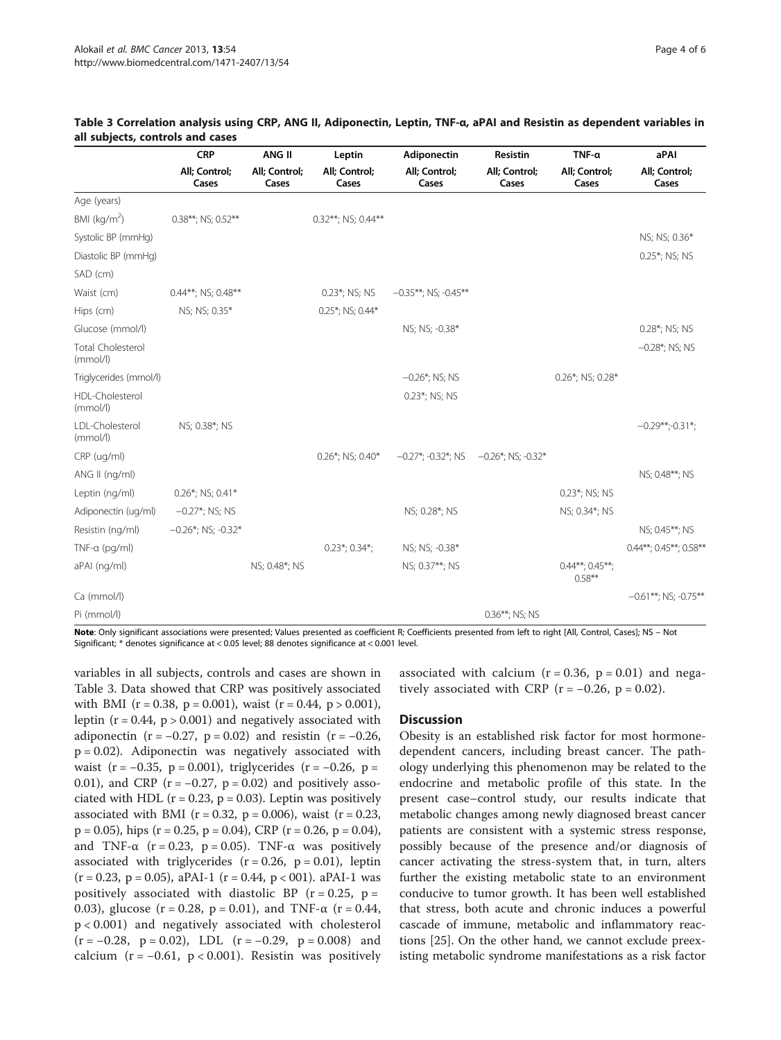**Table 3 Correlation analysis using CRP, ANG II, Adiponectin, Leptin, TNF-α, aPAI and Resistin as dependent variables in all subjects, controls and cases**

| | CRP | ANG II | Leptin | Adiponectin | Resistin | TNF-α | aPAI |
|---|---|---|---|---|---|---|---|
| | All; Control; Cases | All; Control; Cases | All; Control; Cases | All; Control; Cases | All; Control; Cases | All; Control; Cases | All; Control; Cases |
| Age (years) | | | | | | | |
| BMI (kg/m$^2$) | 0.38**; NS; 0.52** | | 0.32**; NS; 0.44** | | | | |
| Systolic BP (mmHg) | | | | | | | NS; NS; 0.36* |
| Diastolic BP (mmHg) | | | | | | | 0.25*; NS; NS |
| SAD (cm) | | | | | | | |
| Waist (cm) | 0.44**; NS; 0.48** | | 0.23*; NS; NS | −0.35**; NS; -0.45** | | | |
| Hips (cm) | NS; NS; 0.35* | | 0.25*; NS; 0.44* | | | | |
| Glucose (mmol/l) | | | | NS; NS; -0.38* | | | 0.28*; NS; NS |
| Total Cholesterol (mmol/l) | | | | | | | −0.28*; NS; NS |
| Triglycerides (mmol/l) | | | | −0.26*; NS; NS | | 0.26*; NS; 0.28* | |
| HDL-Cholesterol (mmol/l) | | | | 0.23*; NS; NS | | | |
| LDL-Cholesterol (mmol/l) | NS; 0.38*; NS | | | | | | −0.29**;-0.31*; |
| CRP (ug/ml) | | | 0.26*; NS; 0.40* | −0.27*; -0.32*; NS | −0.26*; NS; -0.32* | | |
| ANG II (ng/ml) | | | | | | | NS; 0.48**; NS |
| Leptin (ng/ml) | 0.26*; NS; 0.41* | | | | | 0.23*; NS; NS | |
| Adiponectin (ug/ml) | −0.27*; NS; NS | | | NS; 0.28*; NS | | NS; 0.34*; NS | |
| Resistin (ng/ml) | −0.26*; NS; -0.32* | | | | | | NS; 0.45**; NS |
| TNF-α (pg/ml) | | | 0.23*; 0.34*; | NS; NS; -0.38* | | | 0.44**; 0.45**; 0.58** |
| aPAI (ng/ml) | | NS; 0.48*; NS | | NS; 0.37**; NS | | 0.44**; 0.45**; 0.58** | |
| Ca (mmol/l) | | | | | | | −0.61**; NS; -0.75** |
| Pi (mmol/l) | | | | | 0.36**; NS; NS | | |

**Note**: Only significant associations were presented; Values presented as coefficient R; Coefficients presented from left to right [All, Control, Cases]; NS – Not Significant; * denotes significance at < 0.05 level; 88 denotes significance at < 0.001 level.

variables in all subjects, controls and cases are shown in Table 3. Data showed that CRP was positively associated with BMI ($r = 0.38$, $p = 0.001$), waist ($r = 0.44$, $p > 0.001$), leptin ($r = 0.44$, $p > 0.001$) and negatively associated with adiponectin ($r = -0.27$, $p = 0.02$) and resistin ($r = -0.26$, $p = 0.02$). Adiponectin was negatively associated with waist ($r = -0.35$, $p = 0.001$), triglycerides ($r = -0.26$, $p = 0.01$), and CRP ($r = -0.27$, $p = 0.02$) and positively associated with HDL ($r = 0.23$, $p = 0.03$). Leptin was positively associated with BMI ($r = 0.32$, $p = 0.006$), waist ($r = 0.23$, $p = 0.05$), hips ($r = 0.25$, $p = 0.04$), CRP ($r = 0.26$, $p = 0.04$), and TNF-α ($r = 0.23$, $p = 0.05$). TNF-α was positively associated with triglycerides ($r = 0.26$, $p = 0.01$), leptin ($r = 0.23$, $p = 0.05$), aPAI-1 ($r = 0.44$, $p < 001$). aPAI-1 was positively associated with diastolic BP ($r = 0.25$, $p = 0.03$), glucose ($r = 0.28$, $p = 0.01$), and TNF-α ($r = 0.44$, $p < 0.001$) and negatively associated with cholesterol ($r = -0.28$, $p = 0.02$), LDL ($r = -0.29$, $p = 0.008$) and calcium ($r = -0.61$, $p < 0.001$). Resistin was positively associated with calcium ($r = 0.36$, $p = 0.01$) and negatively associated with CRP ($r = -0.26$, $p = 0.02$).

## Discussion

Obesity is an established risk factor for most hormone-dependent cancers, including breast cancer. The pathology underlying this phenomenon may be related to the endocrine and metabolic profile of this state. In the present case–control study, our results indicate that metabolic changes among newly diagnosed breast cancer patients are consistent with a systemic stress response, possibly because of the presence and/or diagnosis of cancer activating the stress-system that, in turn, alters further the existing metabolic state to an environment conducive to tumor growth. It has been well established that stress, both acute and chronic induces a powerful cascade of immune, metabolic and inflammatory reactions [25]. On the other hand, we cannot exclude preexisting metabolic syndrome manifestations as a risk factor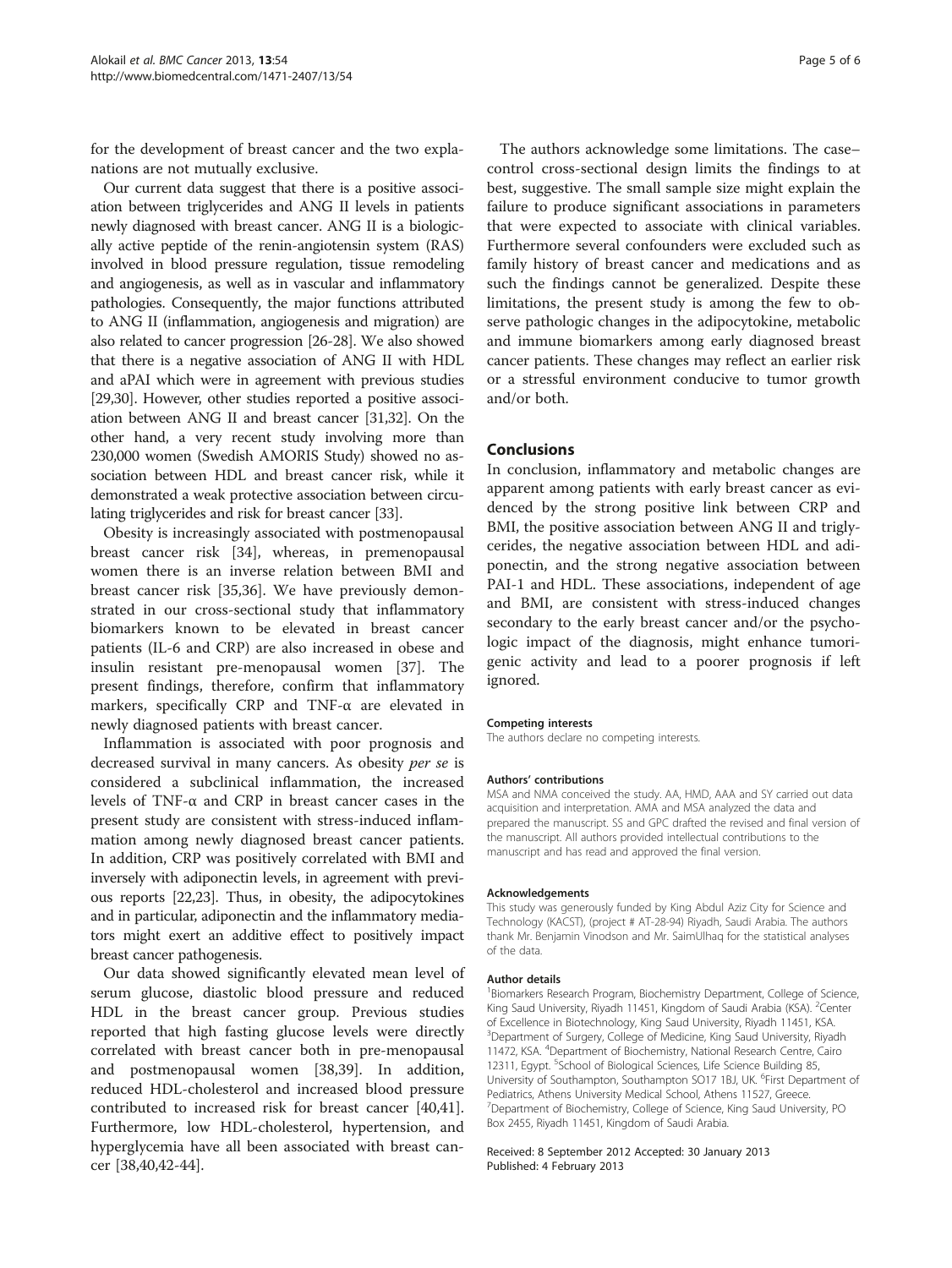for the development of breast cancer and the two explanations are not mutually exclusive.

Our current data suggest that there is a positive association between triglycerides and ANG II levels in patients newly diagnosed with breast cancer. ANG II is a biologically active peptide of the renin-angiotensin system (RAS) involved in blood pressure regulation, tissue remodeling and angiogenesis, as well as in vascular and inflammatory pathologies. Consequently, the major functions attributed to ANG II (inflammation, angiogenesis and migration) are also related to cancer progression [26-28]. We also showed that there is a negative association of ANG II with HDL and aPAI which were in agreement with previous studies [29,30]. However, other studies reported a positive association between ANG II and breast cancer [31,32]. On the other hand, a very recent study involving more than 230,000 women (Swedish AMORIS Study) showed no association between HDL and breast cancer risk, while it demonstrated a weak protective association between circulating triglycerides and risk for breast cancer [33].

Obesity is increasingly associated with postmenopausal breast cancer risk [34], whereas, in premenopausal women there is an inverse relation between BMI and breast cancer risk [35,36]. We have previously demonstrated in our cross-sectional study that inflammatory biomarkers known to be elevated in breast cancer patients (IL-6 and CRP) are also increased in obese and insulin resistant pre-menopausal women [37]. The present findings, therefore, confirm that inflammatory markers, specifically CRP and TNF-α are elevated in newly diagnosed patients with breast cancer.

Inflammation is associated with poor prognosis and decreased survival in many cancers. As obesity *per se* is considered a subclinical inflammation, the increased levels of TNF-α and CRP in breast cancer cases in the present study are consistent with stress-induced inflammation among newly diagnosed breast cancer patients. In addition, CRP was positively correlated with BMI and inversely with adiponectin levels, in agreement with previous reports [22,23]. Thus, in obesity, the adipocytokines and in particular, adiponectin and the inflammatory mediators might exert an additive effect to positively impact breast cancer pathogenesis.

Our data showed significantly elevated mean level of serum glucose, diastolic blood pressure and reduced HDL in the breast cancer group. Previous studies reported that high fasting glucose levels were directly correlated with breast cancer both in pre-menopausal and postmenopausal women [38,39]. In addition, reduced HDL-cholesterol and increased blood pressure contributed to increased risk for breast cancer [40,41]. Furthermore, low HDL-cholesterol, hypertension, and hyperglycemia have all been associated with breast cancer [38,40,42-44].

The authors acknowledge some limitations. The case–control cross-sectional design limits the findings to at best, suggestive. The small sample size might explain the failure to produce significant associations in parameters that were expected to associate with clinical variables. Furthermore several confounders were excluded such as family history of breast cancer and medications and as such the findings cannot be generalized. Despite these limitations, the present study is among the few to observe pathologic changes in the adipocytokine, metabolic and immune biomarkers among early diagnosed breast cancer patients. These changes may reflect an earlier risk or a stressful environment conducive to tumor growth and/or both.

## Conclusions

In conclusion, inflammatory and metabolic changes are apparent among patients with early breast cancer as evidenced by the strong positive link between CRP and BMI, the positive association between ANG II and triglycerides, the negative association between HDL and adiponectin, and the strong negative association between PAI-1 and HDL. These associations, independent of age and BMI, are consistent with stress-induced changes secondary to the early breast cancer and/or the psychologic impact of the diagnosis, might enhance tumorigenic activity and lead to a poorer prognosis if left ignored.

#### Competing interests

The authors declare no competing interests.

#### Authors' contributions

MSA and NMA conceived the study. AA, HMD, AAA and SY carried out data acquisition and interpretation. AMA and MSA analyzed the data and prepared the manuscript. SS and GPC drafted the revised and final version of the manuscript. All authors provided intellectual contributions to the manuscript and has read and approved the final version.

#### Acknowledgements

This study was generously funded by King Abdul Aziz City for Science and Technology (KACST), (project # AT-28-94) Riyadh, Saudi Arabia. The authors thank Mr. Benjamin Vinodson and Mr. SaimUlhaq for the statistical analyses of the data.

#### Author details

[1]Biomarkers Research Program, Biochemistry Department, College of Science, King Saud University, Riyadh 11451, Kingdom of Saudi Arabia (KSA). [2]Center of Excellence in Biotechnology, King Saud University, Riyadh 11451, KSA. [3]Department of Surgery, College of Medicine, King Saud University, Riyadh 11472, KSA. [4]Department of Biochemistry, National Research Centre, Cairo 12311, Egypt. [5]School of Biological Sciences, Life Science Building 85, University of Southampton, Southampton SO17 1BJ, UK. [6]First Department of Pediatrics, Athens University Medical School, Athens 11527, Greece. [7]Department of Biochemistry, College of Science, King Saud University, PO Box 2455, Riyadh 11451, Kingdom of Saudi Arabia.

Received: 8 September 2012 Accepted: 30 January 2013
Published: 4 February 2013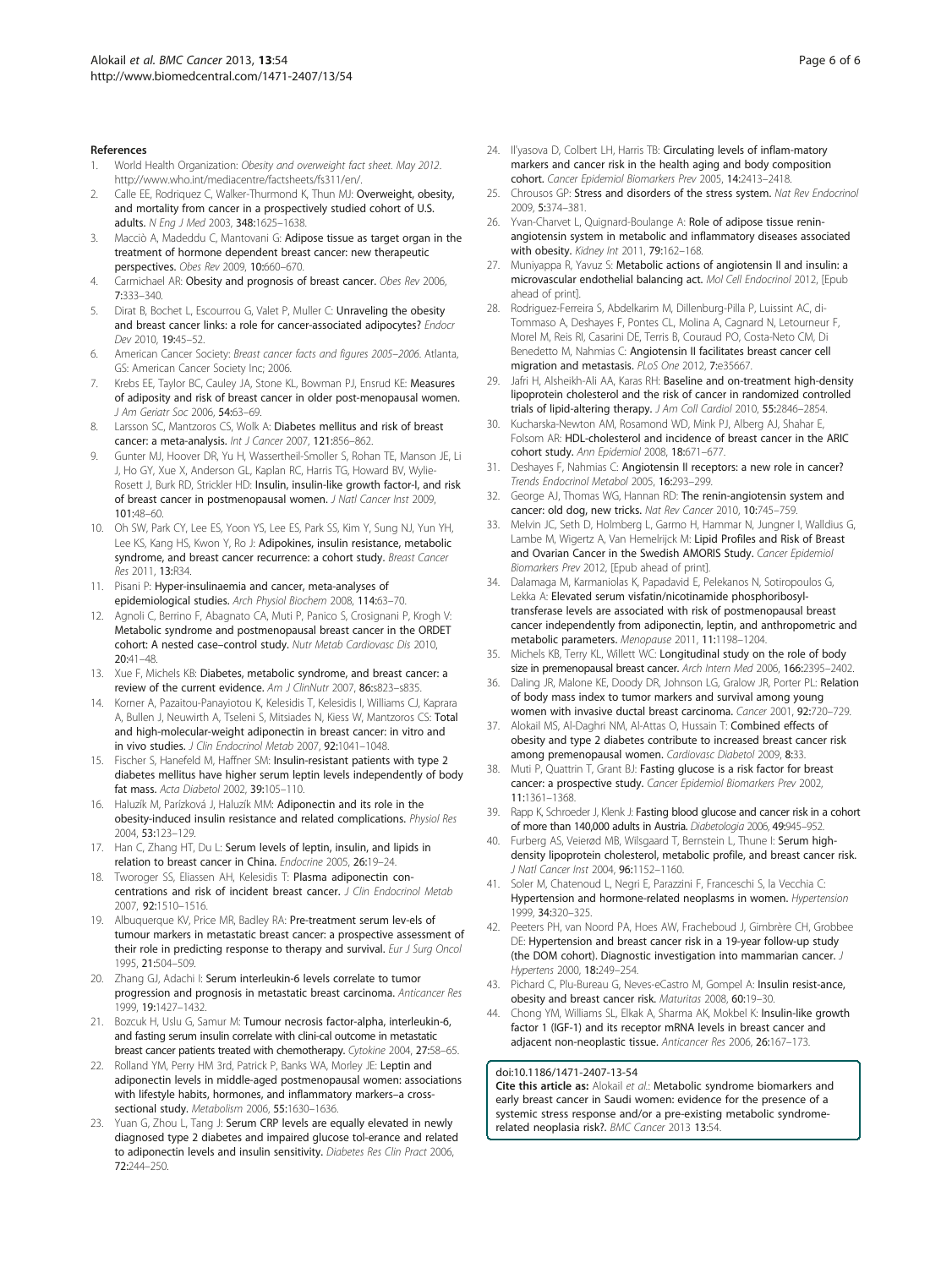## References

1. World Health Organization: *Obesity and overweight fact sheet. May 2012*. http://www.who.int/mediacentre/factsheets/fs311/en/.
2. Calle EE, Rodriquez C, Walker-Thurmond K, Thun MJ: **Overweight, obesity, and mortality from cancer in a prospectively studied cohort of U.S. adults.** *N Eng J Med* 2003, **348:**1625–1638.
3. Macciò A, Madeddu C, Mantovani G: **Adipose tissue as target organ in the treatment of hormone dependent breast cancer: new therapeutic perspectives.** *Obes Rev* 2009, **10:**660–670.
4. Carmichael AR: **Obesity and prognosis of breast cancer.** *Obes Rev* 2006, **7:**333–340.
5. Dirat B, Bochet L, Escourrou G, Valet P, Muller C: **Unraveling the obesity and breast cancer links: a role for cancer-associated adipocytes?** *Endocr Dev* 2010, **19:**45–52.
6. American Cancer Society: *Breast cancer facts and figures 2005–2006*. Atlanta, GS: American Cancer Society Inc; 2006.
7. Krebs EE, Taylor BC, Cauley JA, Stone KL, Bowman PJ, Ensrud KE: **Measures of adiposity and risk of breast cancer in older post-menopausal women.** *J Am Geriatr Soc* 2006, **54:**63–69.
8. Larsson SC, Mantzoros CS, Wolk A: **Diabetes mellitus and risk of breast cancer: a meta-analysis.** *Int J Cancer* 2007, **121:**856–862.
9. Gunter MJ, Hoover DR, Yu H, Wassertheil-Smoller S, Rohan TE, Manson JE, Li J, Ho GY, Xue X, Anderson GL, Kaplan RC, Harris TG, Howard BV, Wylie-Rosett J, Burk RD, Strickler HD: **Insulin, insulin-like growth factor-I, and risk of breast cancer in postmenopausal women.** *J Natl Cancer Inst* 2009, **101:**48–60.
10. Oh SW, Park CY, Lee ES, Yoon YS, Lee ES, Park SS, Kim Y, Sung NJ, Yun YH, Lee KS, Kang HS, Kwon Y, Ro J: **Adipokines, insulin resistance, metabolic syndrome, and breast cancer recurrence: a cohort study.** *Breast Cancer Res* 2011, **13:**R34.
11. Pisani P: **Hyper-insulinaemia and cancer, meta-analyses of epidemiological studies.** *Arch Physiol Biochem* 2008, **114:**63–70.
12. Agnoli C, Berrino F, Abagnato CA, Muti P, Panico S, Crosignani P, Krogh V: **Metabolic syndrome and postmenopausal breast cancer in the ORDET cohort: A nested case–control study.** *Nutr Metab Cardiovasc Dis* 2010, **20:**41–48.
13. Xue F, Michels KB: **Diabetes, metabolic syndrome, and breast cancer: a review of the current evidence.** *Am J ClinNutr* 2007, **86:**s823–s835.
14. Korner A, Pazaitou-Panayiotou K, Kelesidis T, Kelesidis I, Williams CJ, Kaprara A, Bullen J, Neuwirth A, Tseleni S, Mitsiades N, Kiess W, Mantzoros CS: **Total and high-molecular-weight adiponectin in breast cancer: in vitro and in vivo studies.** *J Clin Endocrinol Metab* 2007, **92:**1041–1048.
15. Fischer S, Hanefeld M, Haffner SM: **Insulin-resistant patients with type 2 diabetes mellitus have higher serum leptin levels independently of body fat mass.** *Acta Diabetol* 2002, **39:**105–110.
16. Haluzík M, Parízková J, Haluzík MM: **Adiponectin and its role in the obesity-induced insulin resistance and related complications.** *Physiol Res* 2004, **53:**123–129.
17. Han C, Zhang HT, Du L: **Serum levels of leptin, insulin, and lipids in relation to breast cancer in China.** *Endocrine* 2005, **26:**19–24.
18. Tworoger SS, Eliassen AH, Kelesidis T: **Plasma adiponectin concentrations and risk of incident breast cancer.** *J Clin Endocrinol Metab* 2007, **92:**1510–1516.
19. Albuquerque KV, Price MR, Badley RA: **Pre-treatment serum lev-els of tumour markers in metastatic breast cancer: a prospective assessment of their role in predicting response to therapy and survival.** *Eur J Surg Oncol* 1995, **21:**504–509.
20. Zhang GJ, Adachi I: **Serum interleukin-6 levels correlate to tumor progression and prognosis in metastatic breast carcinoma.** *Anticancer Res* 1999, **19:**1427–1432.
21. Bozcuk H, Uslu G, Samur M: **Tumour necrosis factor-alpha, interleukin-6, and fasting serum insulin correlate with clini-cal outcome in metastatic breast cancer patients treated with chemotherapy.** *Cytokine* 2004, **27:**58–65.
22. Rolland YM, Perry HM 3rd, Patrick P, Banks WA, Morley JE: **Leptin and adiponectin levels in middle-aged postmenopausal women: associations with lifestyle habits, hormones, and inflammatory markers–a cross-sectional study.** *Metabolism* 2006, **55:**1630–1636.
23. Yuan G, Zhou L, Tang J: **Serum CRP levels are equally elevated in newly diagnosed type 2 diabetes and impaired glucose tol-erance and related to adiponectin levels and insulin sensitivity.** *Diabetes Res Clin Pract* 2006, **72:**244–250.
24. Il'yasova D, Colbert LH, Harris TB: **Circulating levels of inflam-matory markers and cancer risk in the health aging and body composition cohort.** *Cancer Epidemiol Biomarkers Prev* 2005, **14:**2413–2418.
25. Chrousos GP: **Stress and disorders of the stress system.** *Nat Rev Endocrinol* 2009, **5:**374–381.
26. Yvan-Charvet L, Quignard-Boulange A: **Role of adipose tissue renin-angiotensin system in metabolic and inflammatory diseases associated with obesity.** *Kidney Int* 2011, **79:**162–168.
27. Muniyappa R, Yavuz S: **Metabolic actions of angiotensin II and insulin: a microvascular endothelial balancing act.** *Mol Cell Endocrinol* 2012, [Epub ahead of print].
28. Rodriguez-Ferreira S, Abdelkarim M, Dillenburg-Pilla P, Luissint AC, di-Tommaso A, Deshayes F, Pontes CL, Molina A, Cagnard N, Letourneur F, Morel M, Reis RI, Casarini DE, Terris B, Couraud PO, Costa-Neto CM, Di Benedetto M, Nahmias C: **Angiotensin II facilitates breast cancer cell migration and metastasis.** *PLoS One* 2012, **7:**e35667.
29. Jafri H, Alsheikh-Ali AA, Karas RH: **Baseline and on-treatment high-density lipoprotein cholesterol and the risk of cancer in randomized controlled trials of lipid-altering therapy.** *J Am Coll Cardiol* 2010, **55:**2846–2854.
30. Kucharska-Newton AM, Rosamond WD, Mink PJ, Alberg AJ, Shahar E, Folsom AR: **HDL-cholesterol and incidence of breast cancer in the ARIC cohort study.** *Ann Epidemiol* 2008, **18:**671–677.
31. Deshayes F, Nahmias C: **Angiotensin II receptors: a new role in cancer?** *Trends Endocrinol Metabol* 2005, **16:**293–299.
32. George AJ, Thomas WG, Hannan RD: **The renin-angiotensin system and cancer: old dog, new tricks.** *Nat Rev Cancer* 2010, **10:**745–759.
33. Melvin JC, Seth D, Holmberg L, Garmo H, Hammar N, Jungner I, Walldius G, Lambe M, Wigertz A, Van Hemelrijck M: **Lipid Profiles and Risk of Breast and Ovarian Cancer in the Swedish AMORIS Study.** *Cancer Epidemiol Biomarkers Prev* 2012, [Epub ahead of print].
34. Dalamaga M, Karmaniolas K, Papadavid E, Pelekanos N, Sotiropoulos G, Lekka A: **Elevated serum visfatin/nicotinamide phosphoribosyl-transferase levels are associated with risk of postmenopausal breast cancer independently from adiponectin, leptin, and anthropometric and metabolic parameters.** *Menopause* 2011, **11:**1198–1204.
35. Michels KB, Terry KL, Willett WC: **Longitudinal study on the role of body size in premenopausal breast cancer.** *Arch Intern Med* 2006, **166:**2395–2402.
36. Daling JR, Malone KE, Doody DR, Johnson LG, Gralow JR, Porter PL: **Relation of body mass index to tumor markers and survival among young women with invasive ductal breast carcinoma.** *Cancer* 2001, **92:**720–729.
37. Alokail MS, Al-Daghri NM, Al-Attas O, Hussain T: **Combined effects of obesity and type 2 diabetes contribute to increased breast cancer risk among premenopausal women.** *Cardiovasc Diabetol* 2009, **8:**33.
38. Muti P, Quattrin T, Grant BJ: **Fasting glucose is a risk factor for breast cancer: a prospective study.** *Cancer Epidemiol Biomarkers Prev* 2002, **11:**1361–1368.
39. Rapp K, Schroeder J, Klenk J: **Fasting blood glucose and cancer risk in a cohort of more than 140,000 adults in Austria.** *Diabetologia* 2006, **49:**945–952.
40. Furberg AS, Veierød MB, Wilsgaard T, Bernstein L, Thune I: **Serum high-density lipoprotein cholesterol, metabolic profile, and breast cancer risk.** *J Natl Cancer Inst* 2004, **96:**1152–1160.
41. Soler M, Chatenoud L, Negri E, Parazzini F, Franceschi S, la Vecchia C: **Hypertension and hormone-related neoplasms in women.** *Hypertension* 1999, **34:**320–325.
42. Peeters PH, van Noord PA, Hoes AW, Fracheboud J, Gimbrère CH, Grobbee DE: **Hypertension and breast cancer risk in a 19-year follow-up study (the DOM cohort). Diagnostic investigation into mammarian cancer.** *J Hypertens* 2000, **18:**249–254.
43. Pichard C, Plu-Bureau G, Neves-eCastro M, Gompel A: **Insulin resist-ance, obesity and breast cancer risk.** *Maturitas* 2008, **60:**19–30.
44. Chong YM, Williams SL, Elkak A, Sharma AK, Mokbel K: **Insulin-like growth factor 1 (IGF-1) and its receptor mRNA levels in breast cancer and adjacent non-neoplastic tissue.** *Anticancer Res* 2006, **26:**167–173.

doi:10.1186/1471-2407-13-54

**Cite this article as:** Alokail *et al.*: Metabolic syndrome biomarkers and early breast cancer in Saudi women: evidence for the presence of a systemic stress response and/or a pre-existing metabolic syndrome-related neoplasia risk?. *BMC Cancer* 2013 **13**:54.